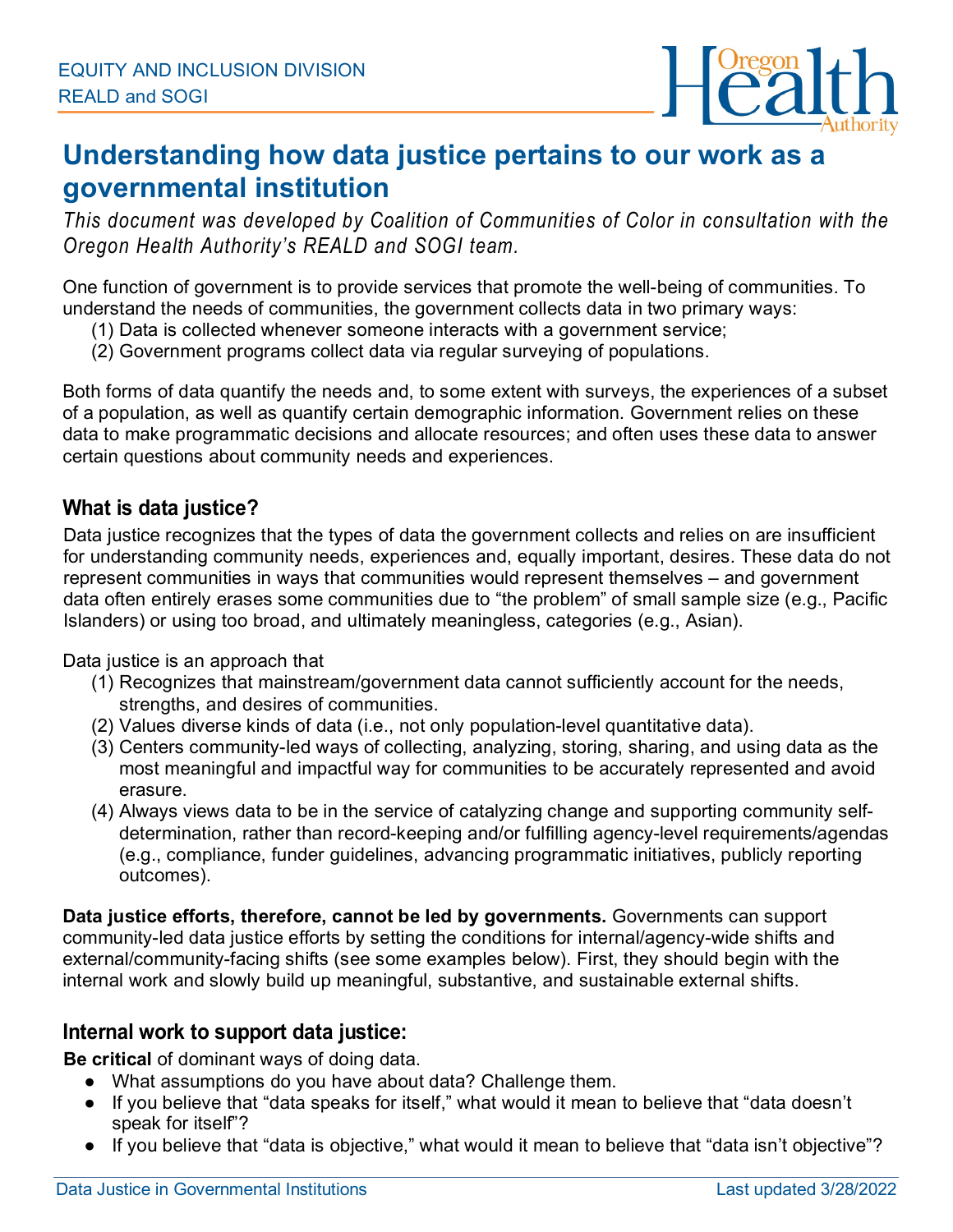EQUITY AND INCLUSION DIVISION
REALD and SOGI

# Understanding how data justice pertains to our work as a governmental institution

*This document was developed by Coalition of Communities of Color in consultation with the Oregon Health Authority's REALD and SOGI team.*

One function of government is to provide services that promote the well-being of communities. To understand the needs of communities, the government collects data in two primary ways:

(1) Data is collected whenever someone interacts with a government service;
(2) Government programs collect data via regular surveying of populations.

Both forms of data quantify the needs and, to some extent with surveys, the experiences of a subset of a population, as well as quantify certain demographic information. Government relies on these data to make programmatic decisions and allocate resources; and often uses these data to answer certain questions about community needs and experiences.

## What is data justice?

Data justice recognizes that the types of data the government collects and relies on are insufficient for understanding community needs, experiences and, equally important, desires. These data do not represent communities in ways that communities would represent themselves – and government data often entirely erases some communities due to "the problem" of small sample size (e.g., Pacific Islanders) or using too broad, and ultimately meaningless, categories (e.g., Asian).

Data justice is an approach that

(1) Recognizes that mainstream/government data cannot sufficiently account for the needs, strengths, and desires of communities.
(2) Values diverse kinds of data (i.e., not only population-level quantitative data).
(3) Centers community-led ways of collecting, analyzing, storing, sharing, and using data as the most meaningful and impactful way for communities to be accurately represented and avoid erasure.
(4) Always views data to be in the service of catalyzing change and supporting community self-determination, rather than record-keeping and/or fulfilling agency-level requirements/agendas (e.g., compliance, funder guidelines, advancing programmatic initiatives, publicly reporting outcomes).

**Data justice efforts, therefore, cannot be led by governments.** Governments can support community-led data justice efforts by setting the conditions for internal/agency-wide shifts and external/community-facing shifts (see some examples below). First, they should begin with the internal work and slowly build up meaningful, substantive, and sustainable external shifts.

## Internal work to support data justice:

**Be critical** of dominant ways of doing data.

- What assumptions do you have about data? Challenge them.
- If you believe that "data speaks for itself," what would it mean to believe that "data doesn't speak for itself"?
- If you believe that "data is objective," what would it mean to believe that "data isn't objective"?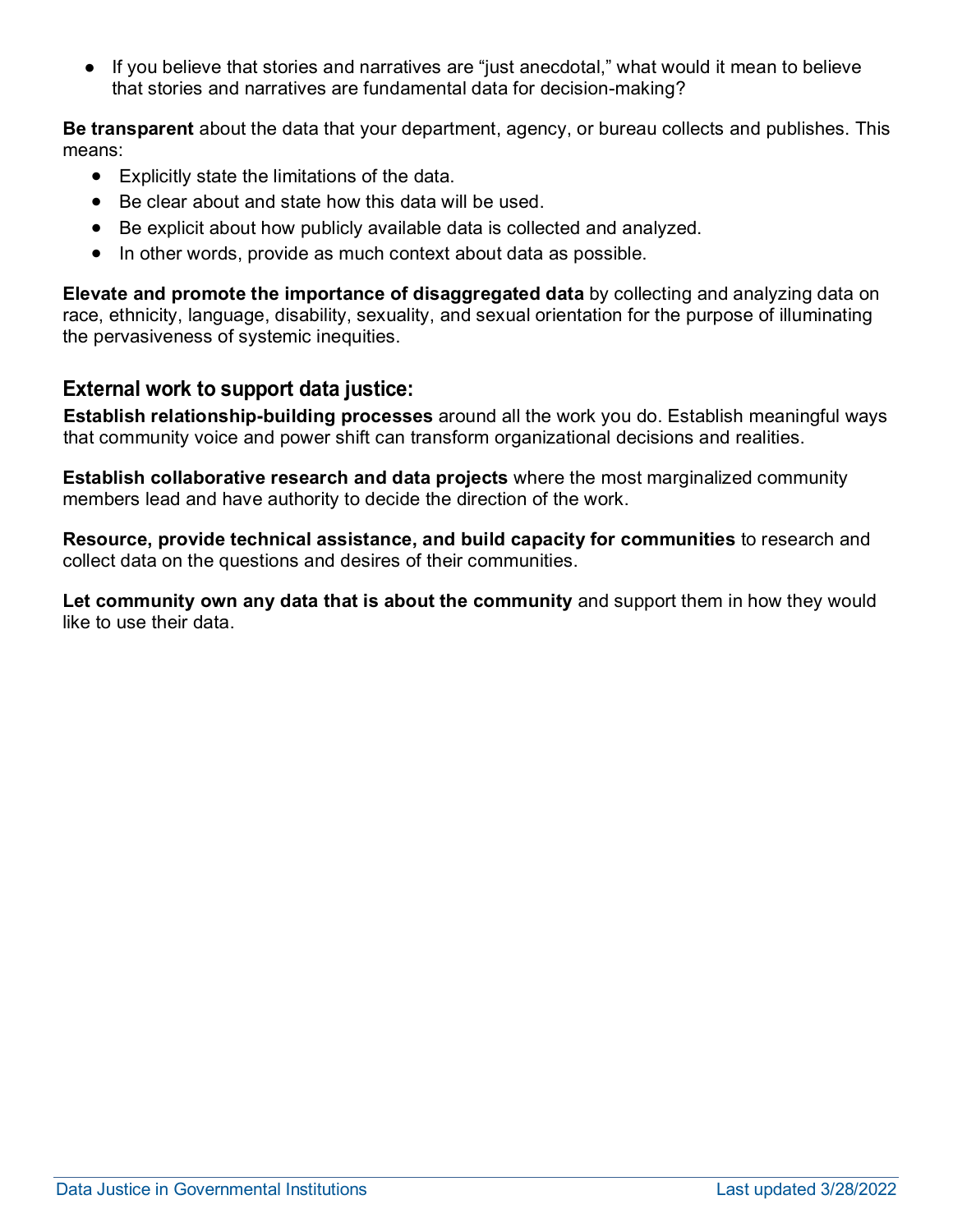- If you believe that stories and narratives are “just anecdotal,” what would it mean to believe that stories and narratives are fundamental data for decision-making?

**Be transparent** about the data that your department, agency, or bureau collects and publishes. This means:

- Explicitly state the limitations of the data.
- Be clear about and state how this data will be used.
- Be explicit about how publicly available data is collected and analyzed.
- In other words, provide as much context about data as possible.

**Elevate and promote the importance of disaggregated data** by collecting and analyzing data on race, ethnicity, language, disability, sexuality, and sexual orientation for the purpose of illuminating the pervasiveness of systemic inequities.

## External work to support data justice:

**Establish relationship-building processes** around all the work you do. Establish meaningful ways that community voice and power shift can transform organizational decisions and realities.

**Establish collaborative research and data projects** where the most marginalized community members lead and have authority to decide the direction of the work.

**Resource, provide technical assistance, and build capacity for communities** to research and collect data on the questions and desires of their communities.

**Let community own any data that is about the community** and support them in how they would like to use their data.